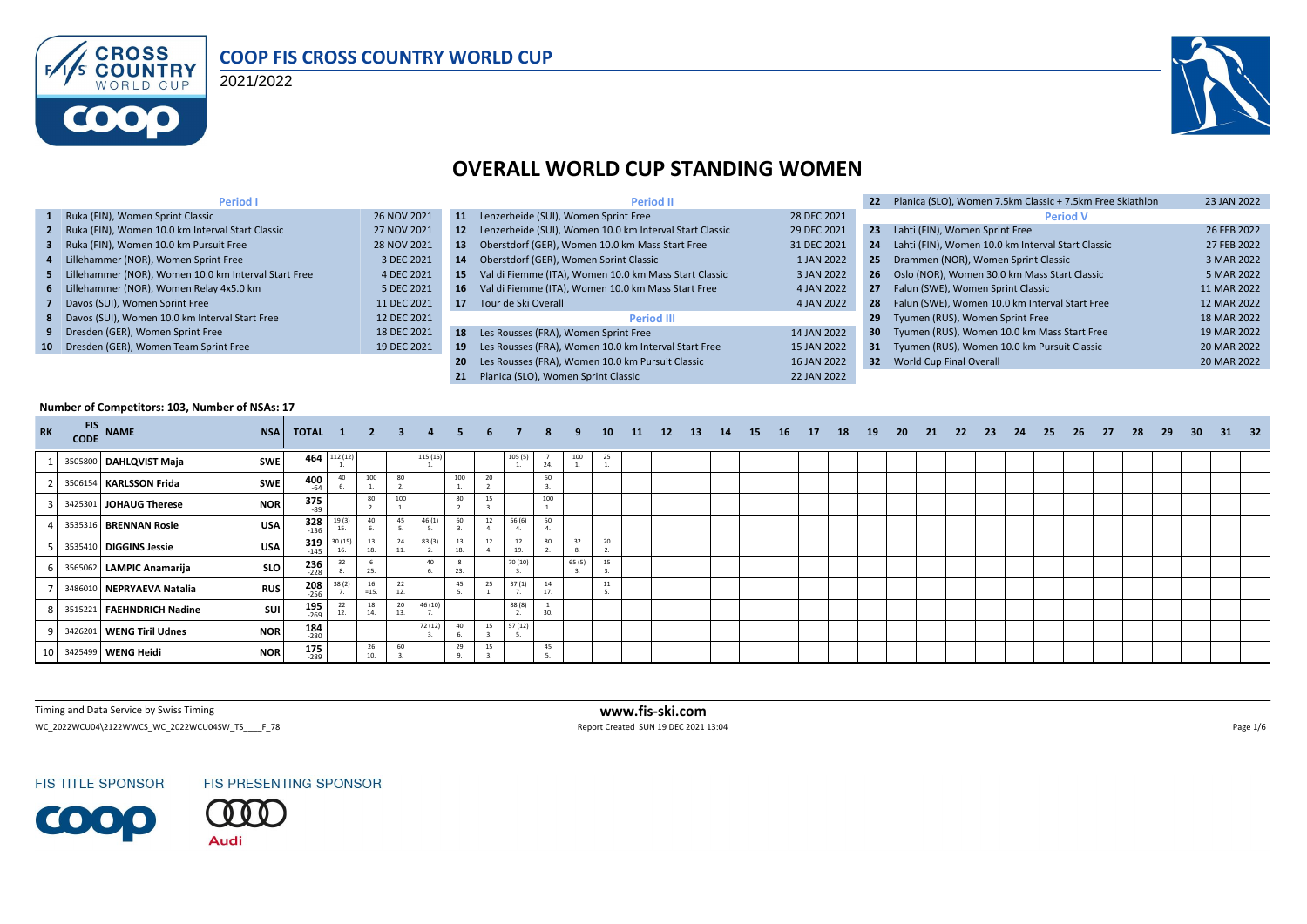# COOP FIS CROSS COUNTRY WORLD CUP

2021/2022

## OVERALL WORLD CUP STANDING WOMEN

| | Period I | |
|---|---|---|
| 1 | Ruka (FIN), Women Sprint Classic | 26 NOV 2021 |
| 2 | Ruka (FIN), Women 10.0 km Interval Start Classic | 27 NOV 2021 |
| 3 | Ruka (FIN), Women 10.0 km Pursuit Free | 28 NOV 2021 |
| 4 | Lillehammer (NOR), Women Sprint Free | 3 DEC 2021 |
| 5 | Lillehammer (NOR), Women 10.0 km Mass Start Classic | 4 DEC 2021 |
| 6 | Lillehammer (NOR), Women Relay 4x5.0 km | 5 DEC 2021 |
| 7 | Davos (SUI), Women Sprint Free | 11 DEC 2021 |
| 8 | Davos (SUI), Women 10.0 km Interval Start Free | 12 DEC 2021 |
| 9 | Dresden (GER), Women Sprint Free | 18 DEC 2021 |
| 10 | Dresden (GER), Women Team Sprint Free | 19 DEC 2021 |

| | Period II | |
|---|---|---|
| 11 | Lenzerheide (SUI), Women Sprint Free | 28 DEC 2021 |
| 12 | Lenzerheide (SUI), Women 10.0 km Interval Start Classic | 29 DEC 2021 |
| 13 | Oberstdorf (GER), Women 10.0 km Mass Start Free | 31 DEC 2021 |
| 14 | Oberstdorf (GER), Women Sprint Classic | 1 JAN 2022 |
| 15 | Val di Fiemme (ITA), Women 10.0 km Mass Start Classic | 3 JAN 2022 |
| 16 | Val di Fiemme (ITA), Women 10.0 km Mass Start Free | 4 JAN 2022 |
| 17 | Tour de Ski Overall | 4 JAN 2022 |
| | **Period III** | |
| 18 | Les Rousses (FRA), Women Sprint Free | 14 JAN 2022 |
| 19 | Les Rousses (FRA), Women 10.0 km Interval Start Free | 15 JAN 2022 |
| 20 | Les Rousses (FRA), Women 10.0 km Pursuit Classic | 16 JAN 2022 |
| 21 | Planica (SLO), Women Sprint Classic | 22 JAN 2022 |

| | | |
|---|---|---|
| 22 | Planica (SLO), Women 7.5km Classic + 7.5km Free Skiathlon | 23 JAN 2022 |
| | **Period V** | |
| 23 | Lahti (FIN), Women Sprint Free | 26 FEB 2022 |
| 24 | Lahti (FIN), Women 10.0 km Interval Start Classic | 27 FEB 2022 |
| 25 | Drammen (NOR), Women Sprint Classic | 3 MAR 2022 |
| 26 | Oslo (NOR), Women 30.0 km Mass Start Classic | 5 MAR 2022 |
| 27 | Falun (SWE), Women Sprint Classic | 11 MAR 2022 |
| 28 | Falun (SWE), Women 10.0 km Interval Start Free | 12 MAR 2022 |
| 29 | Tyumen (RUS), Women Sprint Free | 18 MAR 2022 |
| 30 | Tyumen (RUS), Women 10.0 km Mass Start Free | 19 MAR 2022 |
| 31 | Tyumen (RUS), Women 10.0 km Pursuit Classic | 20 MAR 2022 |
| 32 | World Cup Final Overall | 20 MAR 2022 |

**Number of Competitors: 103, Number of NSAs: 17**

| RK | FIS CODE | NAME | NSA | TOTAL | 1 | 2 | 3 | 4 | 5 | 6 | 7 | 8 | 9 | 10 | 11 | 12 | 13 | 14 | 15 | 16 | 17 | 18 | 19 | 20 | 21 | 22 | 23 | 24 | 25 | 26 | 27 | 28 | 29 | 30 | 31 | 32 |
|---|---|---|---|---|---|---|---|---|---|---|---|---|---|---|---|---|---|---|---|---|---|---|---|---|---|---|---|---|---|---|---|---|---|---|---|---|
| 1 | 3505800 | DAHLQVIST Maja | SWE | 464 | 112 (12) 1. | | | 115 (15) 1. | | | 105 (5) 1. | 7 24. | 100 1. | 25 1. | | | | | | | | | | | | | | | | | | | | | | |
| 2 | 3506154 | KARLSSON Frida | SWE | 400 -64 | 40 6. | 100 1. | 80 2. | | 100 1. | 20 2. | | 60 3. | | | | | | | | | | | | | | | | | | | | | | | | |
| 3 | 3425301 | JOHAUG Therese | NOR | 375 -89 | | 80 2. | 100 1. | | 80 2. | 15 3. | | 100 1. | | | | | | | | | | | | | | | | | | | | | | | | |
| 4 | 3535316 | BRENNAN Rosie | USA | 328 -136 | 19 (3) 15. | 40 6. | 45 5. | 46 (1) 5. | 60 3. | 12 4. | 56 (6) 4. | 50 4. | | | | | | | | | | | | | | | | | | | | | | | | |
| 5 | 3535410 | DIGGINS Jessie | USA | 319 -145 | 30 (15) 16. | 13 18. | 24 11. | 83 (3) 2. | 13 18. | 12 4. | 12 19. | 80 2. | 32 8. | 20 2. | | | | | | | | | | | | | | | | | | | | | | |
| 6 | 3565062 | LAMPIC Anamarija | SLO | 236 -228 | 32 8. | 6 25. | | 40 6. | 8 23. | | 70 (10) 3. | | 65 (5) 3. | 15 3. | | | | | | | | | | | | | | | | | | | | | | |
| 7 | 3486010 | NEPRYAEVA Natalia | RUS | 208 -256 | 38 (2) 7. | 16 =15. | 22 12. | | 45 5. | 25 1. | 37 (1) 7. | 14 17. | | 11 5. | | | | | | | | | | | | | | | | | | | | | | |
| 8 | 3515221 | FAEHNDRICH Nadine | SUI | 195 -269 | 22 12. | 18 14. | 20 13. | 46 (10) 7. | | | 88 (8) 2. | 1 30. | | | | | | | | | | | | | | | | | | | | | | | | |
| 9 | 3426201 | WENG Tiril Udnes | NOR | 184 -280 | | | | 72 (12) 3. | 40 6. | 15 3. | 57 (12) 5. | | | | | | | | | | | | | | | | | | | | | | | | | |
| 10 | 3425499 | WENG Heidi | NOR | 175 -289 | | 26 10. | 60 3. | | 29 9. | 15 3. | | 45 5. | | | | | | | | | | | | | | | | | | | | | | | | |

Timing and Data Service by Swiss Timing

www.fis-ski.com

WC_2022WCU04\2122WWCS_WC_2022WCU04SW_TS____F_78

Report Created SUN 19 DEC 2021 13:04

FIS TITLE SPONSOR

FIS PRESENTING SPONSOR

Audi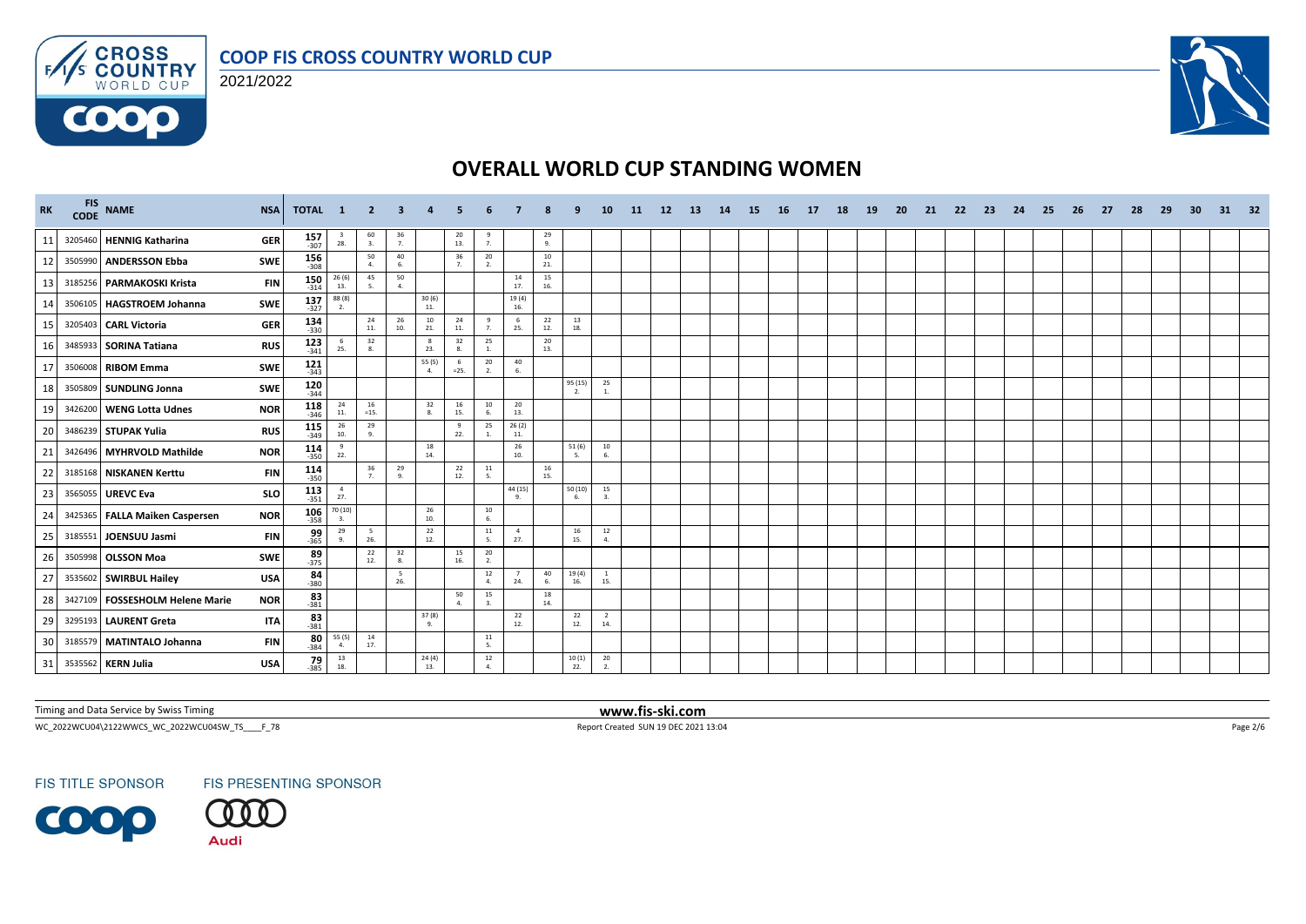# COOP FIS CROSS COUNTRY WORLD CUP

2021/2022

## OVERALL WORLD CUP STANDING WOMEN

| RK | FIS CODE | NAME | NSA | TOTAL | 1 | 2 | 3 | 4 | 5 | 6 | 7 | 8 | 9 | 10 | 11 | 12 | 13 | 14 | 15 | 16 | 17 | 18 | 19 | 20 | 21 | 22 | 23 | 24 | 25 | 26 | 27 | 28 | 29 | 30 | 31 | 32 |
|---|---|---|---|---|---|---|---|---|---|---|---|---|---|---|---|---|---|---|---|---|---|---|---|---|---|---|---|---|---|---|---|---|---|---|---|---|
| 11 | 3205460 | HENNIG Katharina | GER | 157 -307 | 3 28. | 60 3. | 36 7. | | 20 13. | 9 7. | | 29 9. | | | | | | | | | | | | | | | | | | | | | | | | |
| 12 | 3505990 | ANDERSSON Ebba | SWE | 156 -308 | | 50 4. | 40 6. | | 36 7. | 20 2. | | 10 21. | | | | | | | | | | | | | | | | | | | | | | | | |
| 13 | 3185256 | PARMAKOSKI Krista | FIN | 150 -314 | 26 (6) 13. | 45 5. | 50 4. | | | | 14 17. | 15 16. | | | | | | | | | | | | | | | | | | | | | | | | |
| 14 | 3506105 | HAGSTROEM Johanna | SWE | 137 -327 | 88 (8) 2. | | | 30 (6) 11. | | | 19 (4) 16. | | | | | | | | | | | | | | | | | | | | | | | | | |
| 15 | 3205403 | CARL Victoria | GER | 134 -330 | | 24 11. | 26 10. | 10 21. | 24 11. | 9 7. | 6 25. | 22 12. | 13 18. | | | | | | | | | | | | | | | | | | | | | | | |
| 16 | 3485933 | SORINA Tatiana | RUS | 123 -341 | 6 25. | 32 8. | | 8 23. | 32 8. | 25 1. | | 20 13. | | | | | | | | | | | | | | | | | | | | | | | | |
| 17 | 3506008 | RIBOM Emma | SWE | 121 -343 | | | | 55 (5) 4. | 6 =25. | 20 2. | 40 6. | | | | | | | | | | | | | | | | | | | | | | | | | |
| 18 | 3505809 | SUNDLING Jonna | SWE | 120 -344 | | | | | | | | | 95 (15) 2. | 25 1. | | | | | | | | | | | | | | | | | | | | | | |
| 19 | 3426200 | WENG Lotta Udnes | NOR | 118 -346 | 24 11. | 16 =15. | | 32 8. | 16 15. | 10 6. | 20 13. | | | | | | | | | | | | | | | | | | | | | | | | | |
| 20 | 3486239 | STUPAK Yulia | RUS | 115 -349 | 26 10. | 29 9. | | | 9 22. | 25 1. | 26 (2) 11. | | | | | | | | | | | | | | | | | | | | | | | | | |
| 21 | 3426496 | MYHRVOLD Mathilde | NOR | 114 -350 | 9 22. | | | 18 14. | | | 26 10. | | 51 (6) 5. | 10 6. | | | | | | | | | | | | | | | | | | | | | | |
| 22 | 3185168 | NISKANEN Kerttu | FIN | 114 -350 | | 36 7. | 29 9. | | 22 12. | 11 5. | | 16 15. | | | | | | | | | | | | | | | | | | | | | | | | |
| 23 | 3565055 | UREVC Eva | SLO | 113 -351 | 4 27. | | | | | | 44 (15) 9. | | 50 (10) 6. | 15 3. | | | | | | | | | | | | | | | | | | | | | | |
| 24 | 3425365 | FALLA Maiken Caspersen | NOR | 106 -358 | 70 (10) 3. | | | 26 10. | | 10 6. | | | | | | | | | | | | | | | | | | | | | | | | | | |
| 25 | 3185551 | JOENSUU Jasmi | FIN | 99 -365 | 29 9. | 5 26. | | 22 12. | | 11 5. | 4 27. | | 16 15. | 12 4. | | | | | | | | | | | | | | | | | | | | | | |
| 26 | 3505998 | OLSSON Moa | SWE | 89 -375 | | 22 12. | 32 8. | | 15 16. | 20 2. | | | | | | | | | | | | | | | | | | | | | | | | | | |
| 27 | 3535602 | SWIRBUL Hailey | USA | 84 -380 | | | 5 26. | | | 12 4. | 7 24. | 40 6. | 19 (4) 16. | 1 15. | | | | | | | | | | | | | | | | | | | | | | |
| 28 | 3427109 | FOSSESHOLM Helene Marie | NOR | 83 -381 | | | | | 50 4. | 15 3. | | 18 14. | | | | | | | | | | | | | | | | | | | | | | | | |
| 29 | 3295193 | LAURENT Greta | ITA | 83 -381 | | | | 37 (8) 9. | | | 22 12. | | 22 12. | 2 14. | | | | | | | | | | | | | | | | | | | | | | |
| 30 | 3185579 | MATINTALO Johanna | FIN | 80 -384 | 55 (5) 4. | 14 17. | | | | 11 5. | | | | | | | | | | | | | | | | | | | | | | | | | | |
| 31 | 3535562 | KERN Julia | USA | 79 -385 | 13 18. | | | 24 (4) 13. | | 12 4. | | | 10 (1) 22. | 20 2. | | | | | | | | | | | | | | | | | | | | | | |

Timing and Data Service by Swiss Timing

www.fis-ski.com

WC_2022WCU04\2122WWCS_WC_2022WCU04SW_TS____F_78

Report Created SUN 19 DEC 2021 13:04

FIS TITLE SPONSOR

FIS PRESENTING SPONSOR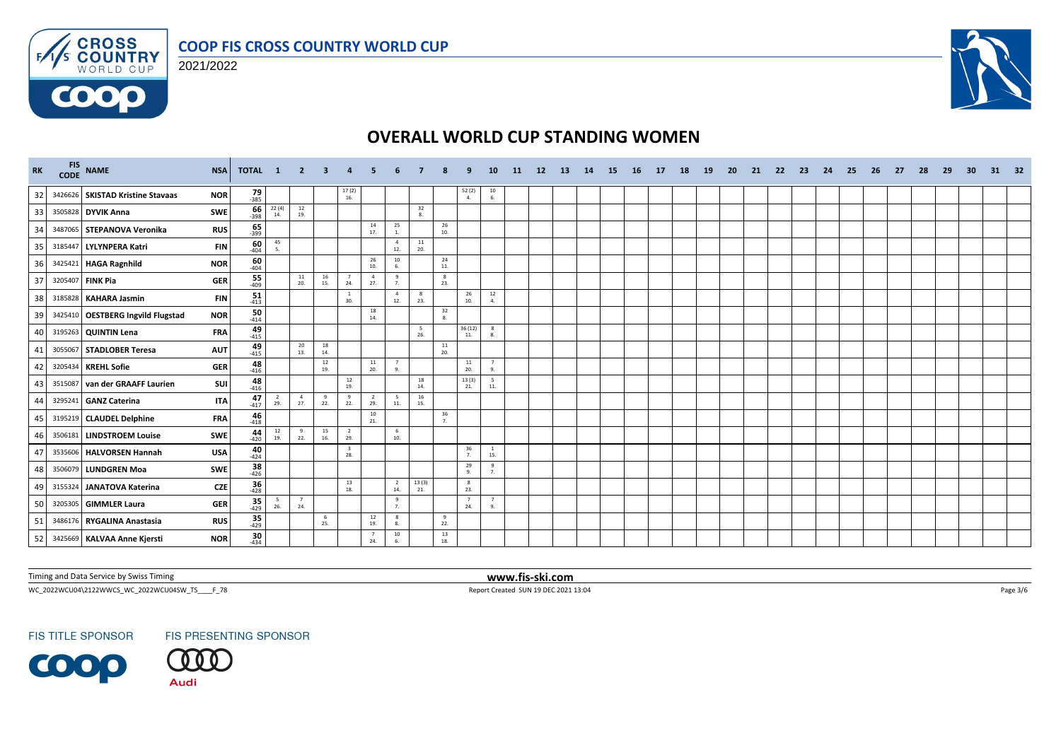# COOP FIS CROSS COUNTRY WORLD CUP

2021/2022

## OVERALL WORLD CUP STANDING WOMEN

| RK | FIS CODE | NAME | NSA | TOTAL | 1 | 2 | 3 | 4 | 5 | 6 | 7 | 8 | 9 | 10 | 11 | 12 | 13 | 14 | 15 | 16 | 17 | 18 | 19 | 20 | 21 | 22 | 23 | 24 | 25 | 26 | 27 | 28 | 29 | 30 | 31 | 32 |
|---|---|---|---|---|---|---|---|---|---|---|---|---|---|---|---|---|---|---|---|---|---|---|---|---|---|---|---|---|---|---|---|---|---|---|---|---|
| 32 | 3426626 | SKISTAD Kristine Stavaas | NOR | 79 -385 | | | | 17 (2) 16. | | | | | 52 (2) 4. | 10 6. | | | | | | | | | | | | | | | | | | | | | | |
| 33 | 3505828 | DYVIK Anna | SWE | 66 -398 | 22 (4) 14. | 12 19. | | | | | 32 8. | | | | | | | | | | | | | | | | | | | | | | | | | |
| 34 | 3487065 | STEPANOVA Veronika | RUS | 65 -399 | | | | | 14 17. | 25 1. | | 26 10. | | | | | | | | | | | | | | | | | | | | | | | | |
| 35 | 3185447 | LYLYNPERA Katri | FIN | 60 -404 | 45 5. | | | | | 4 12. | 11 20. | | | | | | | | | | | | | | | | | | | | | | | | | |
| 36 | 3425421 | HAGA Ragnhild | NOR | 60 -404 | | | | | 26 10. | 10 6. | | 24 11. | | | | | | | | | | | | | | | | | | | | | | | | |
| 37 | 3205407 | FINK Pia | GER | 55 -409 | | 11 20. | 16 15. | 7 24. | 4 27. | 9 7. | | 8 23. | | | | | | | | | | | | | | | | | | | | | | | | |
| 38 | 3185828 | KAHARA Jasmin | FIN | 51 -413 | | | | 1 30. | | 4 12. | 8 23. | | 26 10. | 12 4. | | | | | | | | | | | | | | | | | | | | | | |
| 39 | 3425410 | OESTBERG Ingvild Flugstad | NOR | 50 -414 | | | | | 18 14. | | | 32 8. | | | | | | | | | | | | | | | | | | | | | | | | |
| 40 | 3195263 | QUINTIN Lena | FRA | 49 -415 | | | | | | | 5 26. | | 36 (12) 11. | 8 8. | | | | | | | | | | | | | | | | | | | | | | |
| 41 | 3055067 | STADLOBER Teresa | AUT | 49 -415 | | 20 13. | 18 14. | | | | | 11 20. | | | | | | | | | | | | | | | | | | | | | | | | |
| 42 | 3205434 | KREHL Sofie | GER | 48 -416 | | | 12 19. | | 11 20. | 7 9. | | | 11 20. | 7 9. | | | | | | | | | | | | | | | | | | | | | | |
| 43 | 3515087 | van der GRAAFF Laurien | SUI | 48 -416 | | | | 12 19. | | | 18 14. | | 13 (3) 21. | 5 11. | | | | | | | | | | | | | | | | | | | | | | |
| 44 | 3295241 | GANZ Caterina | ITA | 47 -417 | 2 29. | 4 27. | 9 22. | 9 22. | 2 29. | 5 11. | 16 15. | | | | | | | | | | | | | | | | | | | | | | | | | |
| 45 | 3195219 | CLAUDEL Delphine | FRA | 46 -418 | | | | | 10 21. | | | 36 7. | | | | | | | | | | | | | | | | | | | | | | | | |
| 46 | 3506181 | LINDSTROEM Louise | SWE | 44 -420 | 12 19. | 9 22. | 15 16. | 2 29. | | 6 10. | | | | | | | | | | | | | | | | | | | | | | | | | | |
| 47 | 3535606 | HALVORSEN Hannah | USA | 40 -424 | | | | 3 28. | | | | | 36 7. | 1 15. | | | | | | | | | | | | | | | | | | | | | | |
| 48 | 3506079 | LUNDGREN Moa | SWE | 38 -426 | | | | | | | | | 29 9. | 9 7. | | | | | | | | | | | | | | | | | | | | | | |
| 49 | 3155324 | JANATOVA Katerina | CZE | 36 -428 | | | | 13 18. | | 2 14. | 13 (3) 21. | | 8 23. | | | | | | | | | | | | | | | | | | | | | | | |
| 50 | 3205305 | GIMMLER Laura | GER | 35 -429 | 5 26. | 7 24. | | | | 9 7. | | | 7 24. | 7 9. | | | | | | | | | | | | | | | | | | | | | | |
| 51 | 3486176 | RYGALINA Anastasia | RUS | 35 -429 | | | 6 25. | | 12 19. | 8 8. | | 9 22. | | | | | | | | | | | | | | | | | | | | | | | | |
| 52 | 3425669 | KALVAA Anne Kjersti | NOR | 30 -434 | | | | | 7 24. | 10 6. | | 13 18. | | | | | | | | | | | | | | | | | | | | | | | | |

Timing and Data Service by Swiss Timing

www.fis-ski.com

WC_2022WCU04\2122WWCS_WC_2022WCU04SW_TS____F_78

Report Created SUN 19 DEC 2021 13:04

FIS TITLE SPONSOR

FIS PRESENTING SPONSOR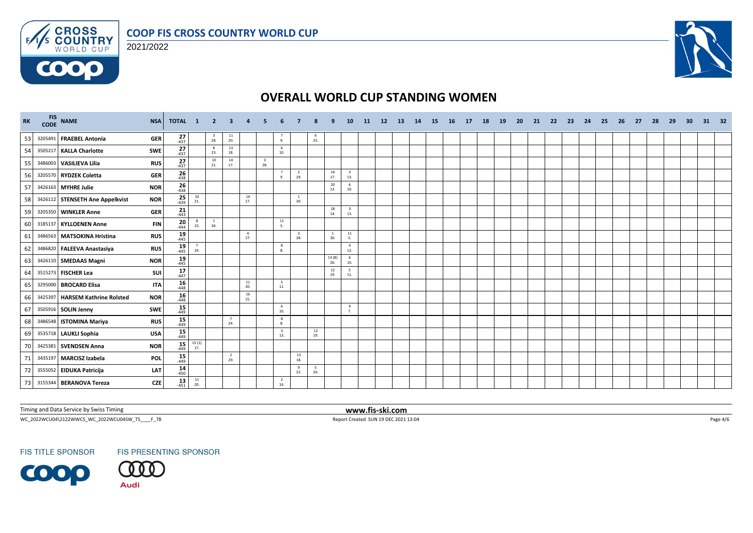# COOP FIS CROSS COUNTRY WORLD CUP

2021/2022

## OVERALL WORLD CUP STANDING WOMEN

| RK | FIS CODE | NAME | NSA | TOTAL | 1 | 2 | 3 | 4 | 5 | 6 | 7 | 8 | 9 | 10 | 11 | 12 | 13 | 14 | 15 | 16 | 17 | 18 | 19 | 20 | 21 | 22 | 23 | 24 | 25 | 26 | 27 | 28 | 29 | 30 | 31 | 32 |
|---|---|---|---|---|---|---|---|---|---|---|---|---|---|---|---|---|---|---|---|---|---|---|---|---|---|---|---|---|---|---|---|---|---|---|---|---|
| 53 | 3205491 | FRAEBEL Antonia | GER | 27 -437 | | 3 28. | 11 20. | | | 7 9. | | 6 25. | | | | | | | | | | | | | | | | | | | | | | | | |
| 54 | 3505217 | KALLA Charlotte | SWE | 27 -437 | | 8 23. | 13 18. | | | 6 10. | | | | | | | | | | | | | | | | | | | | | | | | | | |
| 55 | 3486003 | VASILIEVA Lilia | RUS | 27 -437 | | 10 21. | 14 17. | | 3 28. | | | | | | | | | | | | | | | | | | | | | | | | | | | |
| 56 | 3205570 | RYDZEK Coletta | GER | 26 -438 | | | | | | 7 9. | 2 29. | | 14 17. | 3 13. | | | | | | | | | | | | | | | | | | | | | | |
| 57 | 3426163 | MYHRE Julie | NOR | 26 -438 | | | | | | | | | 20 13. | 6 10. | | | | | | | | | | | | | | | | | | | | | | |
| 58 | 3426112 | STENSETH Ane Appelkvist | NOR | 25 -439 | 10 21. | | | 14 17. | | | 1 30. | | | | | | | | | | | | | | | | | | | | | | | | | |
| 59 | 3205350 | WINKLER Anne | GER | 21 -443 | | | | | | | | | 18 14. | 3 13. | | | | | | | | | | | | | | | | | | | | | | |
| 60 | 3185137 | KYLLOENEN Anne | FIN | 20 -444 | 8 23. | 1 30. | | | | 11 5. | | | | | | | | | | | | | | | | | | | | | | | | | | |
| 61 | 3486563 | MATSOKINA Hristina | RUS | 19 -445 | | | | 4 27. | | | 3 28. | | 1 30. | 11 5. | | | | | | | | | | | | | | | | | | | | | | |
| 62 | 3486820 | FALEEVA Anastasiya | RUS | 19 -445 | 7 24. | | | | | 8 8. | | | | 4 12. | | | | | | | | | | | | | | | | | | | | | | |
| 63 | 3426110 | SMEDAAS Magni | NOR | 19 -445 | | | | | | | | | 13 (8) 26. | 6 10. | | | | | | | | | | | | | | | | | | | | | | |
| 64 | 3515273 | FISCHER Lea | SUI | 17 -447 | | | | | | | | | 12 19. | 5 11. | | | | | | | | | | | | | | | | | | | | | | |
| 65 | 3295000 | BROCARD Elisa | ITA | 16 -448 | | | | 11 20. | | 5 11. | | | | | | | | | | | | | | | | | | | | | | | | | | |
| 66 | 3425397 | HARSEM Kathrine Rolsted | NOR | 16 -448 | | | | 16 15. | | | | | | | | | | | | | | | | | | | | | | | | | | | | |
| 67 | 3505916 | SOLIN Jenny | SWE | 15 -449 | | | | | | 6 10. | | | | 9 7. | | | | | | | | | | | | | | | | | | | | | | |
| 68 | 3486548 | ISTOMINA Mariya | RUS | 15 -449 | | | 7 24. | | | 8 8. | | | | | | | | | | | | | | | | | | | | | | | | | | |
| 69 | 3535718 | LAUKLI Sophia | USA | 15 -449 | | | | | | 3 13. | | 12 19. | | | | | | | | | | | | | | | | | | | | | | | | |
| 70 | 3425381 | SVENDSEN Anna | NOR | 15 -449 | 15 (1) 17. | | | | | | | | | | | | | | | | | | | | | | | | | | | | | | | |
| 71 | 3435197 | MARCISZ Izabela | POL | 15 -449 | | | 2 29. | | | | 13 18. | | | | | | | | | | | | | | | | | | | | | | | | | |
| 72 | 3555052 | EIDUKA Patricija | LAT | 14 -450 | | | | | | | 9 22. | 5 26. | | | | | | | | | | | | | | | | | | | | | | | | |
| 73 | 3155344 | BERANOVA Tereza | CZE | 13 -451 | 11 20. | | | | | 2 14. | | | | | | | | | | | | | | | | | | | | | | | | | | |

Timing and Data Service by Swiss Timing

www.fis-ski.com

WC_2022WCU04\2122WWCS_WC_2022WCU04SW_TS____F_78

Report Created SUN 19 DEC 2021 13:04

FIS TITLE SPONSOR

FIS PRESENTING SPONSOR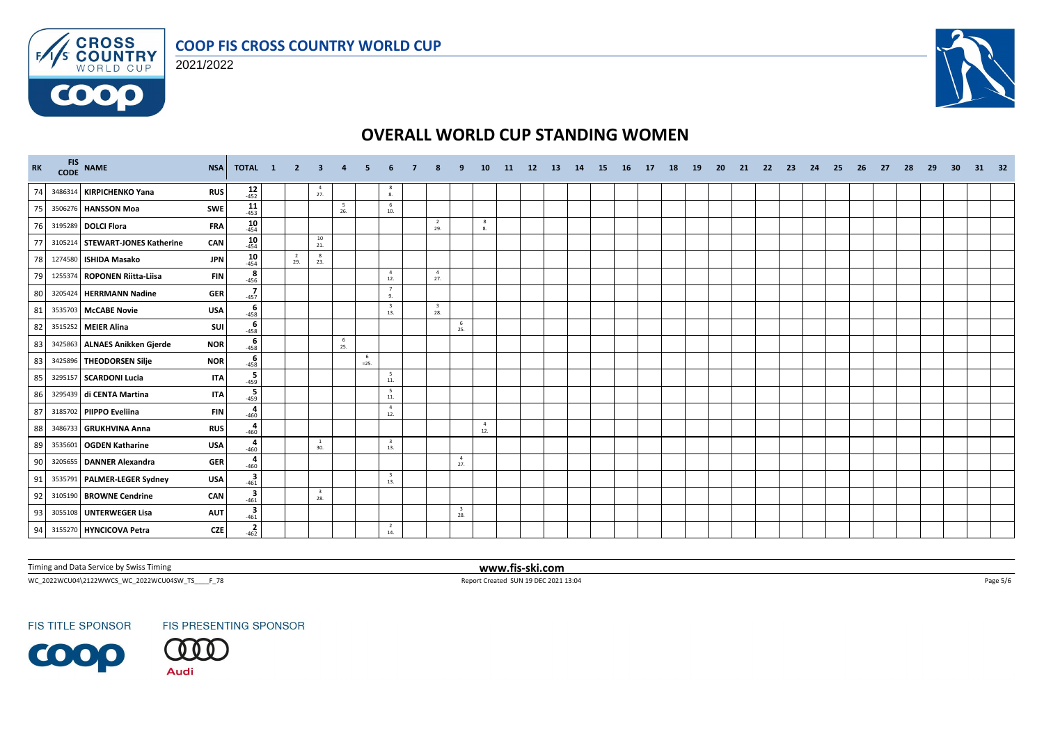# OVERALL WORLD CUP STANDING WOMEN

| RK | FIS CODE | NAME | NSA | TOTAL | 1 | 2 | 3 | 4 | 5 | 6 | 7 | 8 | 9 | 10 | 11 | 12 | 13 | 14 | 15 | 16 | 17 | 18 | 19 | 20 | 21 | 22 | 23 | 24 | 25 | 26 | 27 | 28 | 29 | 30 | 31 | 32 |
|---|---|---|---|---|---|---|---|---|---|---|---|---|---|---|---|---|---|---|---|---|---|---|---|---|---|---|---|---|---|---|---|---|---|---|---|---|
| 74 | 3486314 | KIRPICHENKO Yana | RUS | 12 -452 | | | 4 27. | | | 8 8. | | | | | | | | | | | | | | | | | | | | | | | | | | |
| 75 | 3506276 | HANSSON Moa | SWE | 11 -453 | | | | 5 26. | | 6 10. | | | | | | | | | | | | | | | | | | | | | | | | | | |
| 76 | 3195289 | DOLCI Flora | FRA | 10 -454 | | | | | | | | 2 29. | | 8 8. | | | | | | | | | | | | | | | | | | | | | | |
| 77 | 3105214 | STEWART-JONES Katherine | CAN | 10 -454 | | | 10 21. | | | | | | | | | | | | | | | | | | | | | | | | | | | | | |
| 78 | 1274580 | ISHIDA Masako | JPN | 10 -454 | | 2 29. | 8 23. | | | | | | | | | | | | | | | | | | | | | | | | | | | | | |
| 79 | 1255374 | ROPONEN Riitta-Liisa | FIN | 8 -456 | | | | | | 4 12. | | 4 27. | | | | | | | | | | | | | | | | | | | | | | | | |
| 80 | 3205424 | HERRMANN Nadine | GER | 7 -457 | | | | | | 7 9. | | | | | | | | | | | | | | | | | | | | | | | | | | |
| 81 | 3535703 | McCABE Novie | USA | 6 -458 | | | | | | 3 13. | | 3 28. | | | | | | | | | | | | | | | | | | | | | | | | |
| 82 | 3515252 | MEIER Alina | SUI | 6 -458 | | | | | | | | | 6 25. | | | | | | | | | | | | | | | | | | | | | | | |
| 83 | 3425863 | ALNAES Anikken Gjerde | NOR | 6 -458 | | | | 6 25. | | | | | | | | | | | | | | | | | | | | | | | | | | | | |
| 83 | 3425896 | THEODORSEN Silje | NOR | 6 -458 | | | | | 6 =25. | | | | | | | | | | | | | | | | | | | | | | | | | | | |
| 85 | 3295157 | SCARDONI Lucia | ITA | 5 -459 | | | | | | 5 11. | | | | | | | | | | | | | | | | | | | | | | | | | | |
| 86 | 3295439 | di CENTA Martina | ITA | 5 -459 | | | | | | 5 11. | | | | | | | | | | | | | | | | | | | | | | | | | | |
| 87 | 3185702 | PIIPPO Eveliina | FIN | 4 -460 | | | | | | 4 12. | | | | | | | | | | | | | | | | | | | | | | | | | | |
| 88 | 3486733 | GRUKHVINA Anna | RUS | 4 -460 | | | | | | | | | | 4 12. | | | | | | | | | | | | | | | | | | | | | | |
| 89 | 3535601 | OGDEN Katharine | USA | 4 -460 | | | 1 30. | | | 3 13. | | | | | | | | | | | | | | | | | | | | | | | | | | |
| 90 | 3205655 | DANNER Alexandra | GER | 4 -460 | | | | | | | | | 4 27. | | | | | | | | | | | | | | | | | | | | | | | |
| 91 | 3535791 | PALMER-LEGER Sydney | USA | 3 -461 | | | | | | 3 13. | | | | | | | | | | | | | | | | | | | | | | | | | | |
| 92 | 3105190 | BROWNE Cendrine | CAN | 3 -461 | | | 3 28. | | | | | | | | | | | | | | | | | | | | | | | | | | | | | |
| 93 | 3055108 | UNTERWEGER Lisa | AUT | 3 -461 | | | | | | | | | 3 28. | | | | | | | | | | | | | | | | | | | | | | | |
| 94 | 3155270 | HYNCICOVA Petra | CZE | 2 -462 | | | | | | 2 14. | | | | | | | | | | | | | | | | | | | | | | | | | | |

Timing and Data Service by Swiss Timing

www.fis-ski.com

WC_2022WCU04\2122WWCS_WC_2022WCU04SW_TS____F_78

Report Created SUN 19 DEC 2021 13:04

FIS TITLE SPONSOR FIS PRESENTING SPONSOR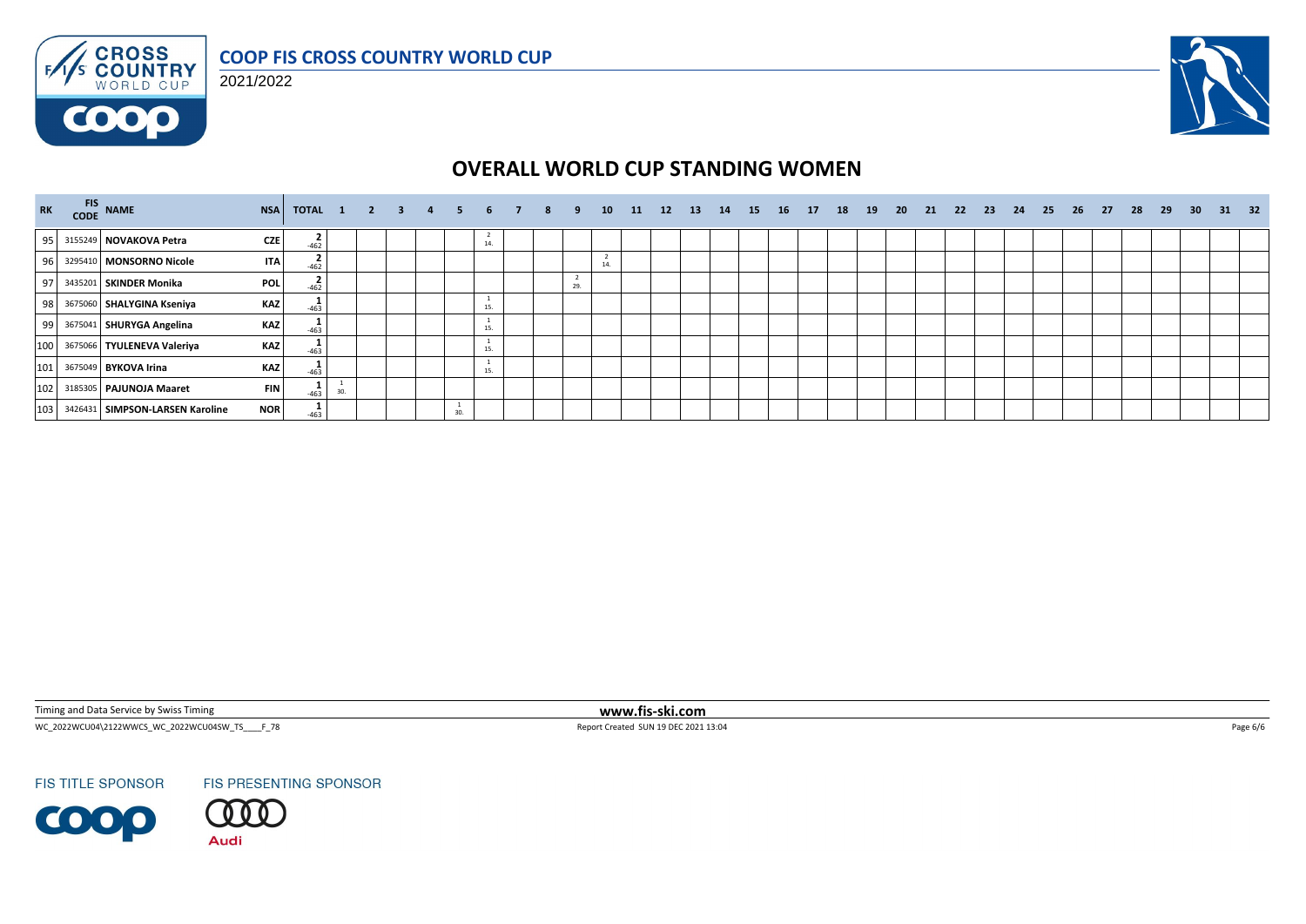# OVERALL WORLD CUP STANDING WOMEN

| RK | FIS CODE | NAME | NSA | TOTAL | 1 | 2 | 3 | 4 | 5 | 6 | 7 | 8 | 9 | 10 | 11 | 12 | 13 | 14 | 15 | 16 | 17 | 18 | 19 | 20 | 21 | 22 | 23 | 24 | 25 | 26 | 27 | 28 | 29 | 30 | 31 | 32 |
|---|---|---|---|---|---|---|---|---|---|---|---|---|---|---|---|---|---|---|---|---|---|---|---|---|---|---|---|---|---|---|---|---|---|---|---|---|
| 95 | 3155249 | **NOVAKOVA Petra** | CZE | **2** -462 | | | | | | 2 14. | | | | | | | | | | | | | | | | | | | | | | | | | | |
| 96 | 3295410 | **MONSORNO Nicole** | ITA | **2** -462 | | | | | | | | | | 2 14. | | | | | | | | | | | | | | | | | | | | | | |
| 97 | 3435201 | **SKINDER Monika** | POL | **2** -462 | | | | | | | | | 2 29. | | | | | | | | | | | | | | | | | | | | | | | |
| 98 | 3675060 | **SHALYGINA Kseniya** | KAZ | **1** -463 | | | | | | 1 15. | | | | | | | | | | | | | | | | | | | | | | | | | | |
| 99 | 3675041 | **SHURYGA Angelina** | KAZ | **1** -463 | | | | | | 1 15. | | | | | | | | | | | | | | | | | | | | | | | | | | |
| 100 | 3675066 | **TYULENEVA Valeriya** | KAZ | **1** -463 | | | | | | 1 15. | | | | | | | | | | | | | | | | | | | | | | | | | | |
| 101 | 3675049 | **BYKOVA Irina** | KAZ | **1** -463 | | | | | | 1 15. | | | | | | | | | | | | | | | | | | | | | | | | | | |
| 102 | 3185305 | **PAJUNOJA Maaret** | FIN | **1** -463 | 1 30. | | | | | | | | | | | | | | | | | | | | | | | | | | | | | | | |
| 103 | 3426431 | **SIMPSON-LARSEN Karoline** | NOR | **1** -463 | | | | | 1 30. | | | | | | | | | | | | | | | | | | | | | | | | | | | |